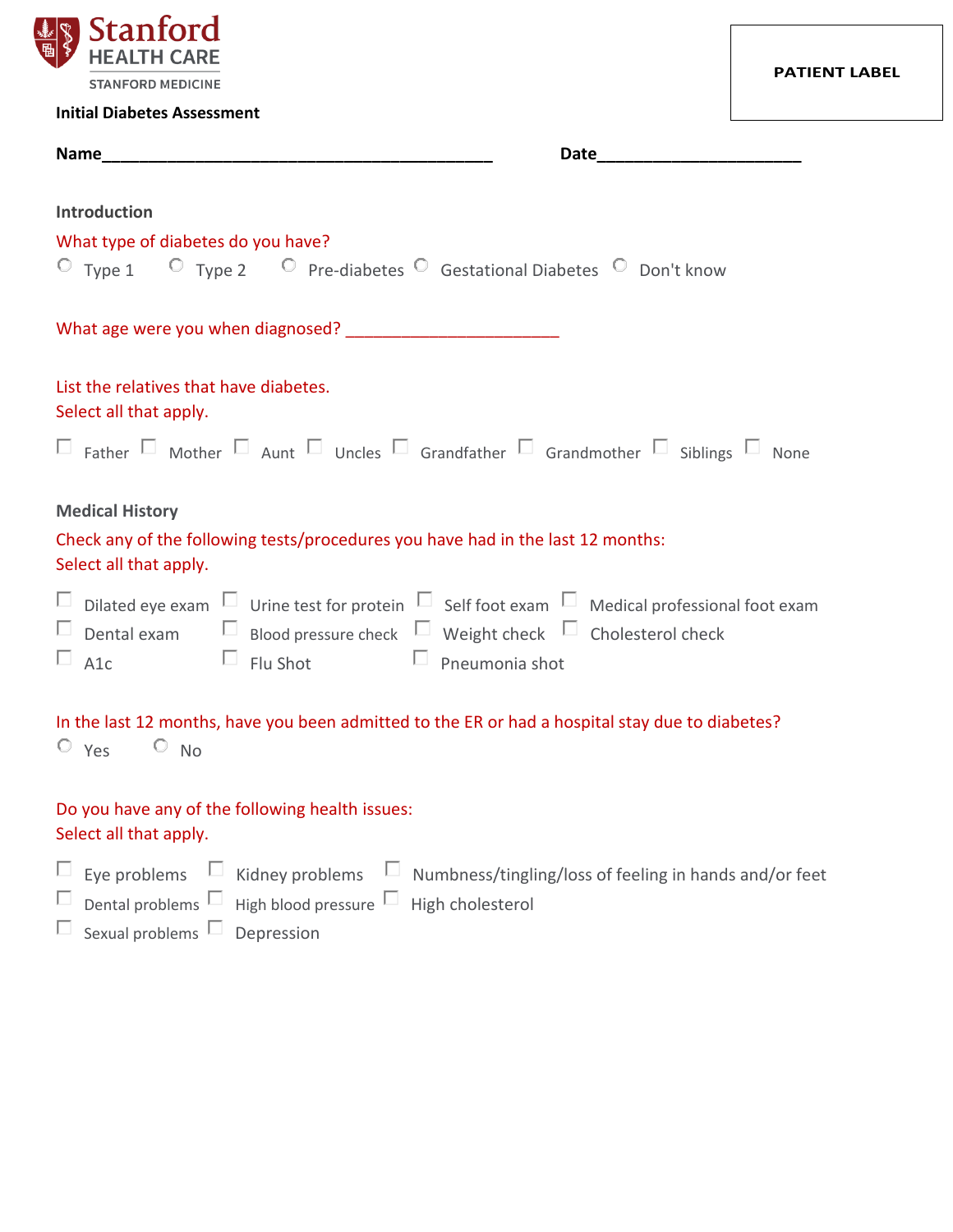Stanford HEALTH CARE
STANFORD MEDICINE

**PATIENT LABEL**

**Initial Diabetes Assessment**

**Name**_____________________________________________ **Date**_______________________

## Introduction

What type of diabetes do you have?

- ○ Type 1
- ○ Type 2
- ○ Pre-diabetes
- ○ Gestational Diabetes
- ○ Don't know

What age were you when diagnosed? ________________________

List the relatives that have diabetes.
Select all that apply.

- ☐ Father
- ☐ Mother
- ☐ Aunt
- ☐ Uncles
- ☐ Grandfather
- ☐ Grandmother
- ☐ Siblings
- ☐ None

## Medical History

Check any of the following tests/procedures you have had in the last 12 months:
Select all that apply.

- ☐ Dilated eye exam
- ☐ Urine test for protein
- ☐ Self foot exam
- ☐ Medical professional foot exam
- ☐ Dental exam
- ☐ Blood pressure check
- ☐ Weight check
- ☐ Cholesterol check
- ☐ A1c
- ☐ Flu Shot
- ☐ Pneumonia shot

In the last 12 months, have you been admitted to the ER or had a hospital stay due to diabetes?

- ○ Yes
- ○ No

Do you have any of the following health issues:
Select all that apply.

- ☐ Eye problems
- ☐ Kidney problems
- ☐ Numbness/tingling/loss of feeling in hands and/or feet
- ☐ Dental problems
- ☐ High blood pressure
- ☐ High cholesterol
- ☐ Sexual problems
- ☐ Depression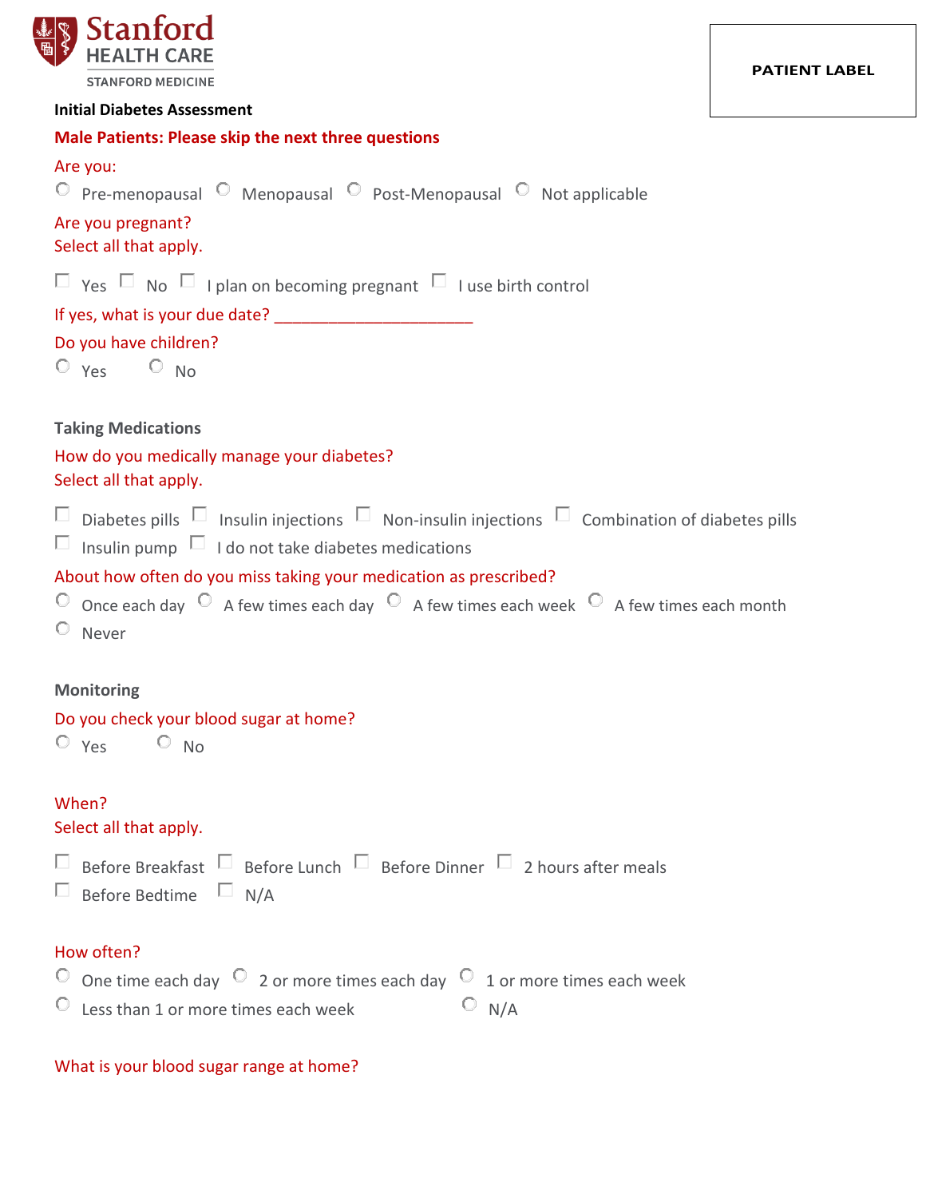Stanford HEALTH CARE
STANFORD MEDICINE

PATIENT LABEL

**Initial Diabetes Assessment**

**Male Patients: Please skip the next three questions**

Are you:

○ Pre-menopausal ○ Menopausal ○ Post-Menopausal ○ Not applicable

Are you pregnant?
Select all that apply.

☐ Yes ☐ No ☐ I plan on becoming pregnant ☐ I use birth control

If yes, what is your due date? ______________________

Do you have children?

○ Yes ○ No

## Taking Medications

How do you medically manage your diabetes?
Select all that apply.

☐ Diabetes pills ☐ Insulin injections ☐ Non-insulin injections ☐ Combination of diabetes pills
☐ Insulin pump ☐ I do not take diabetes medications

About how often do you miss taking your medication as prescribed?

○ Once each day ○ A few times each day ○ A few times each week ○ A few times each month
○ Never

## Monitoring

Do you check your blood sugar at home?

○ Yes ○ No

When?
Select all that apply.

☐ Before Breakfast ☐ Before Lunch ☐ Before Dinner ☐ 2 hours after meals
☐ Before Bedtime ☐ N/A

How often?

○ One time each day ○ 2 or more times each day ○ 1 or more times each week
○ Less than 1 or more times each week ○ N/A

What is your blood sugar range at home?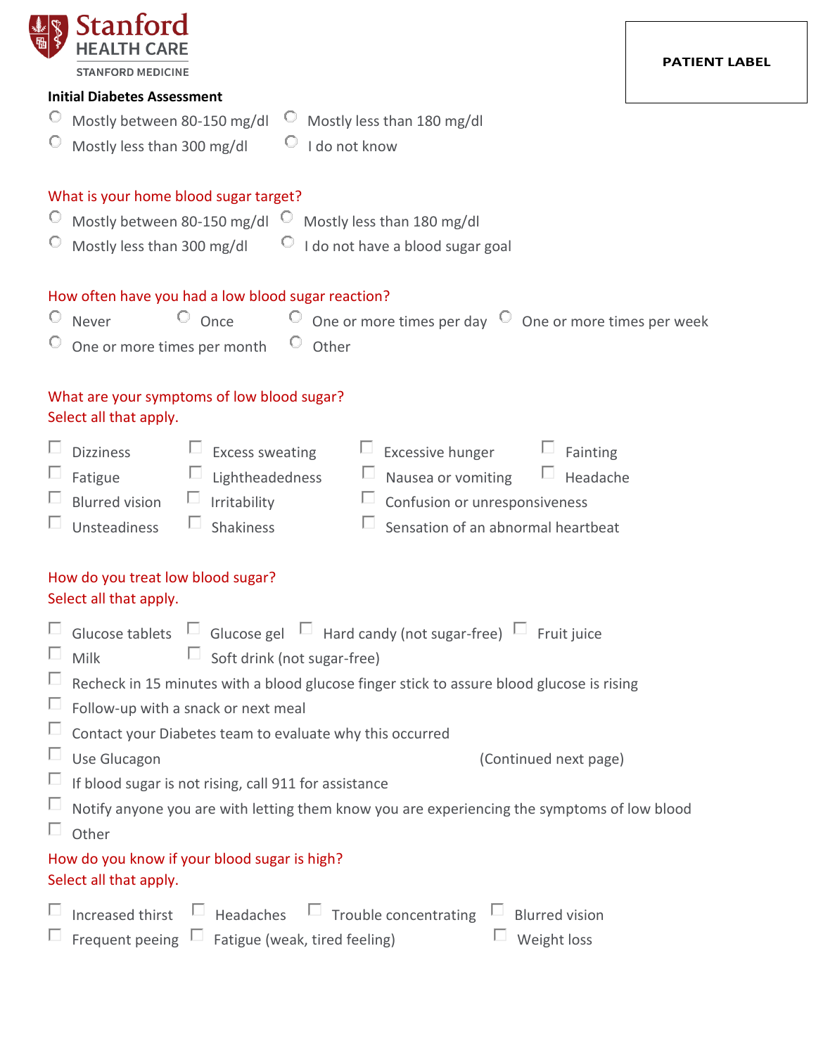**Stanford HEALTH CARE**
STANFORD MEDICINE

**PATIENT LABEL**

**Initial Diabetes Assessment**

- ○ Mostly between 80-150 mg/dl
- ○ Mostly less than 180 mg/dl
- ○ Mostly less than 300 mg/dl
- ○ I do not know

What is your home blood sugar target?

- ○ Mostly between 80-150 mg/dl
- ○ Mostly less than 180 mg/dl
- ○ Mostly less than 300 mg/dl
- ○ I do not have a blood sugar goal

How often have you had a low blood sugar reaction?

- ○ Never
- ○ Once
- ○ One or more times per day
- ○ One or more times per week
- ○ One or more times per month
- ○ Other

What are your symptoms of low blood sugar?
Select all that apply.

- ☐ Dizziness
- ☐ Excess sweating
- ☐ Excessive hunger
- ☐ Fainting
- ☐ Fatigue
- ☐ Lightheadedness
- ☐ Nausea or vomiting
- ☐ Headache
- ☐ Blurred vision
- ☐ Irritability
- ☐ Confusion or unresponsiveness
- ☐ Unsteadiness
- ☐ Shakiness
- ☐ Sensation of an abnormal heartbeat

How do you treat low blood sugar?
Select all that apply.

- ☐ Glucose tablets
- ☐ Glucose gel
- ☐ Hard candy (not sugar-free)
- ☐ Fruit juice
- ☐ Milk
- ☐ Soft drink (not sugar-free)
- ☐ Recheck in 15 minutes with a blood glucose finger stick to assure blood glucose is rising
- ☐ Follow-up with a snack or next meal
- ☐ Contact your Diabetes team to evaluate why this occurred
- ☐ Use Glucagon
- ☐ If blood sugar is not rising, call 911 for assistance
- ☐ Notify anyone you are with letting them know you are experiencing the symptoms of low blood
- ☐ Other

How do you know if your blood sugar is high?
Select all that apply.

- ☐ Increased thirst
- ☐ Headaches
- ☐ Trouble concentrating
- ☐ Blurred vision
- ☐ Frequent peeing
- ☐ Fatigue (weak, tired feeling)
- ☐ Weight loss

(Continued next page)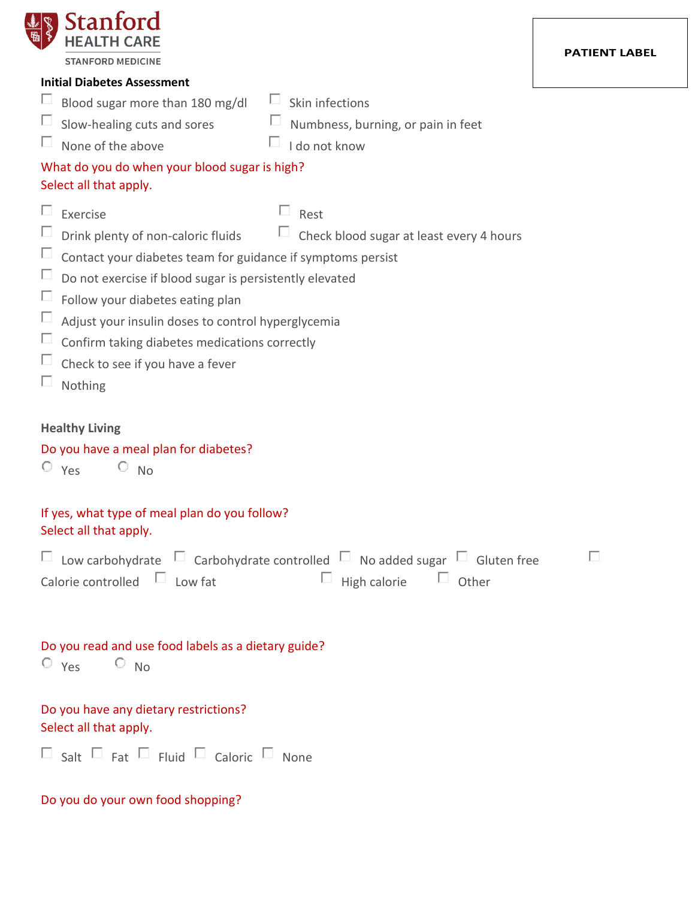Stanford HEALTH CARE
STANFORD MEDICINE

PATIENT LABEL

**Initial Diabetes Assessment**

- ☐ Blood sugar more than 180 mg/dl
- ☐ Skin infections
- ☐ Slow-healing cuts and sores
- ☐ Numbness, burning, or pain in feet
- ☐ None of the above
- ☐ I do not know

What do you do when your blood sugar is high?
Select all that apply.

- ☐ Exercise
- ☐ Rest
- ☐ Drink plenty of non-caloric fluids
- ☐ Check blood sugar at least every 4 hours
- ☐ Contact your diabetes team for guidance if symptoms persist
- ☐ Do not exercise if blood sugar is persistently elevated
- ☐ Follow your diabetes eating plan
- ☐ Adjust your insulin doses to control hyperglycemia
- ☐ Confirm taking diabetes medications correctly
- ☐ Check to see if you have a fever
- ☐ Nothing

**Healthy Living**

Do you have a meal plan for diabetes?

○ Yes ○ No

If yes, what type of meal plan do you follow?
Select all that apply.

- ☐ Low carbohydrate
- ☐ Carbohydrate controlled
- ☐ No added sugar
- ☐ Gluten free
- ☐ Calorie controlled
- ☐ Low fat
- ☐ High calorie
- ☐ Other

Do you read and use food labels as a dietary guide?

○ Yes ○ No

Do you have any dietary restrictions?
Select all that apply.

☐ Salt ☐ Fat ☐ Fluid ☐ Caloric ☐ None

Do you do your own food shopping?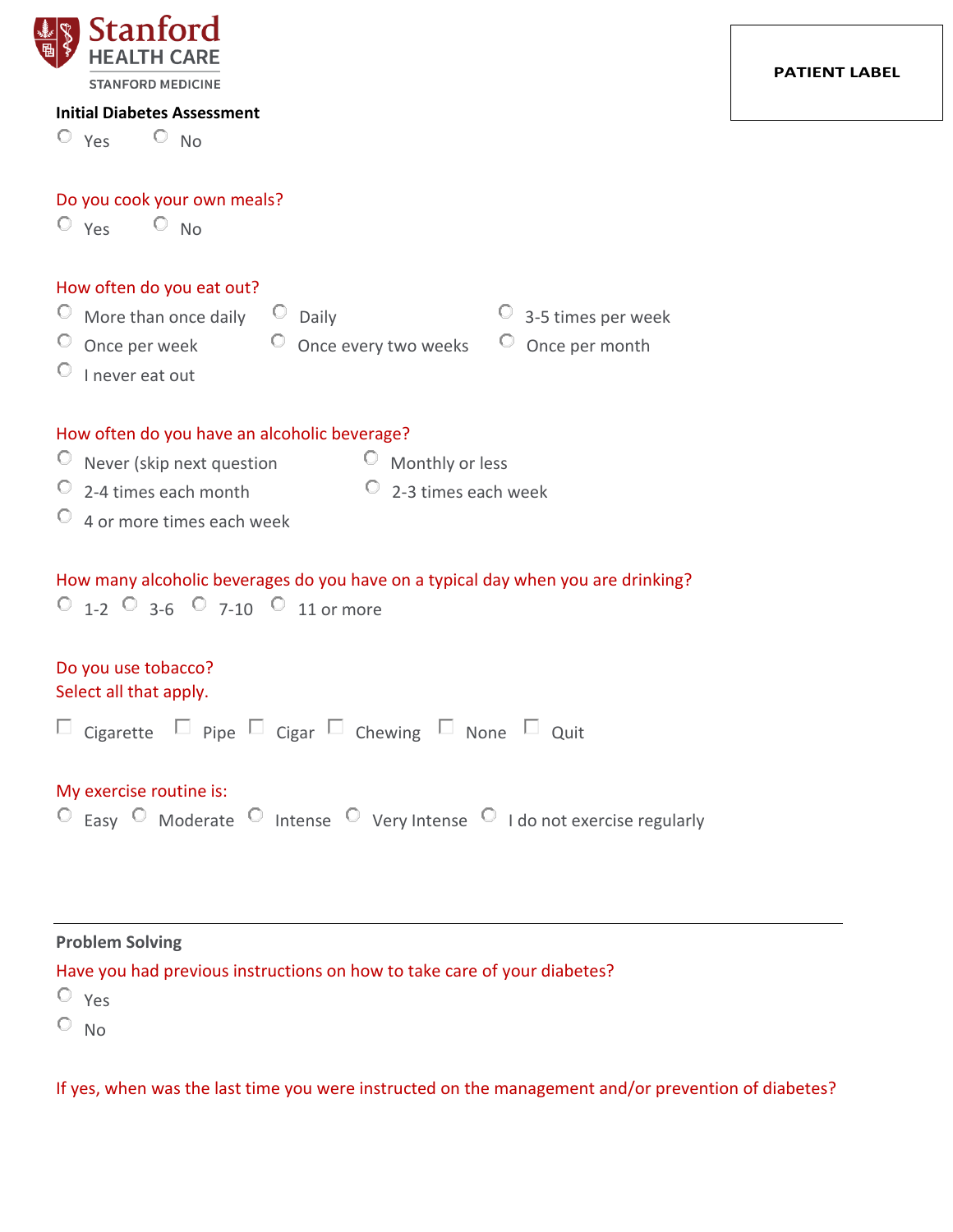Stanford HEALTH CARE
STANFORD MEDICINE

PATIENT LABEL

**Initial Diabetes Assessment**

- ○ Yes ○ No

Do you cook your own meals?

- ○ Yes ○ No

How often do you eat out?

- ○ More than once daily
- ○ Daily
- ○ 3-5 times per week
- ○ Once per week
- ○ Once every two weeks
- ○ Once per month
- ○ I never eat out

How often do you have an alcoholic beverage?

- ○ Never (skip next question
- ○ Monthly or less
- ○ 2-4 times each month
- ○ 2-3 times each week
- ○ 4 or more times each week

How many alcoholic beverages do you have on a typical day when you are drinking?

- ○ 1-2 ○ 3-6 ○ 7-10 ○ 11 or more

Do you use tobacco?
Select all that apply.

- ☐ Cigarette ☐ Pipe ☐ Cigar ☐ Chewing ☐ None ☐ Quit

My exercise routine is:

- ○ Easy ○ Moderate ○ Intense ○ Very Intense ○ I do not exercise regularly

---

**Problem Solving**

Have you had previous instructions on how to take care of your diabetes?

- ○ Yes
- ○ No

If yes, when was the last time you were instructed on the management and/or prevention of diabetes?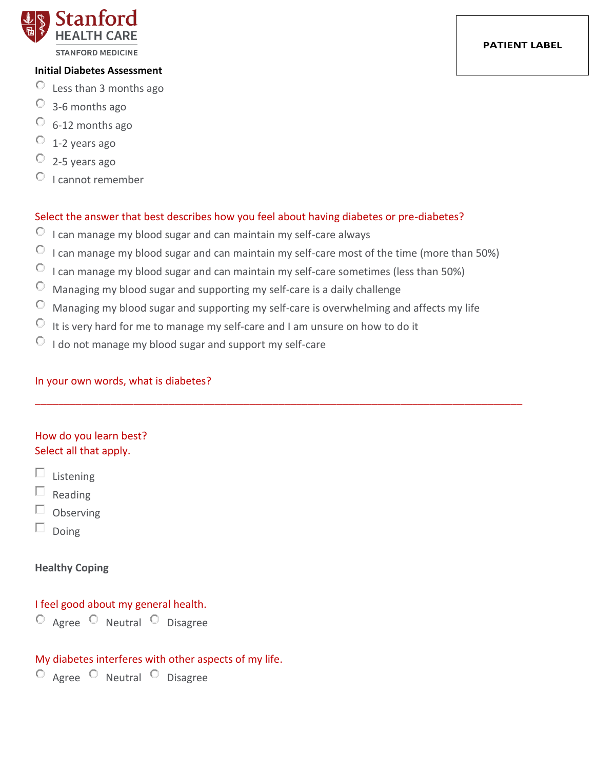**Stanford HEALTH CARE**
STANFORD MEDICINE

PATIENT LABEL

**Initial Diabetes Assessment**

- ○ Less than 3 months ago
- ○ 3-6 months ago
- ○ 6-12 months ago
- ○ 1-2 years ago
- ○ 2-5 years ago
- ○ I cannot remember

Select the answer that best describes how you feel about having diabetes or pre-diabetes?

- ○ I can manage my blood sugar and can maintain my self-care always
- ○ I can manage my blood sugar and can maintain my self-care most of the time (more than 50%)
- ○ I can manage my blood sugar and can maintain my self-care sometimes (less than 50%)
- ○ Managing my blood sugar and supporting my self-care is a daily challenge
- ○ Managing my blood sugar and supporting my self-care is overwhelming and affects my life
- ○ It is very hard for me to manage my self-care and I am unsure on how to do it
- ○ I do not manage my blood sugar and support my self-care

In your own words, what is diabetes?

____________________________________________________________________________

How do you learn best?
Select all that apply.

- ☐ Listening
- ☐ Reading
- ☐ Observing
- ☐ Doing

**Healthy Coping**

I feel good about my general health.

○ Agree ○ Neutral ○ Disagree

My diabetes interferes with other aspects of my life.

○ Agree ○ Neutral ○ Disagree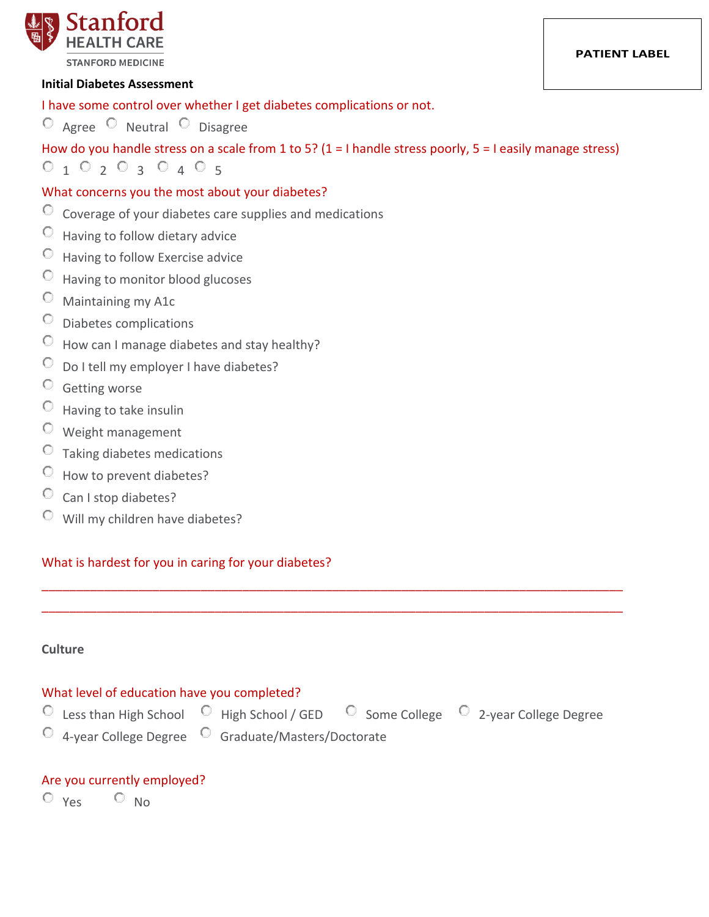Stanford HEALTH CARE
STANFORD MEDICINE

PATIENT LABEL

**Initial Diabetes Assessment**

I have some control over whether I get diabetes complications or not.

- ○ Agree ○ Neutral ○ Disagree

How do you handle stress on a scale from 1 to 5? (1 = I handle stress poorly, 5 = I easily manage stress)

- ○ 1 ○ 2 ○ 3 ○ 4 ○ 5

What concerns you the most about your diabetes?

- ○ Coverage of your diabetes care supplies and medications
- ○ Having to follow dietary advice
- ○ Having to follow Exercise advice
- ○ Having to monitor blood glucoses
- ○ Maintaining my A1c
- ○ Diabetes complications
- ○ How can I manage diabetes and stay healthy?
- ○ Do I tell my employer I have diabetes?
- ○ Getting worse
- ○ Having to take insulin
- ○ Weight management
- ○ Taking diabetes medications
- ○ How to prevent diabetes?
- ○ Can I stop diabetes?
- ○ Will my children have diabetes?

What is hardest for you in caring for your diabetes?

___________________________________________________________________________

___________________________________________________________________________

**Culture**

What level of education have you completed?

- ○ Less than High School ○ High School / GED ○ Some College ○ 2-year College Degree
- ○ 4-year College Degree ○ Graduate/Masters/Doctorate

Are you currently employed?

- ○ Yes ○ No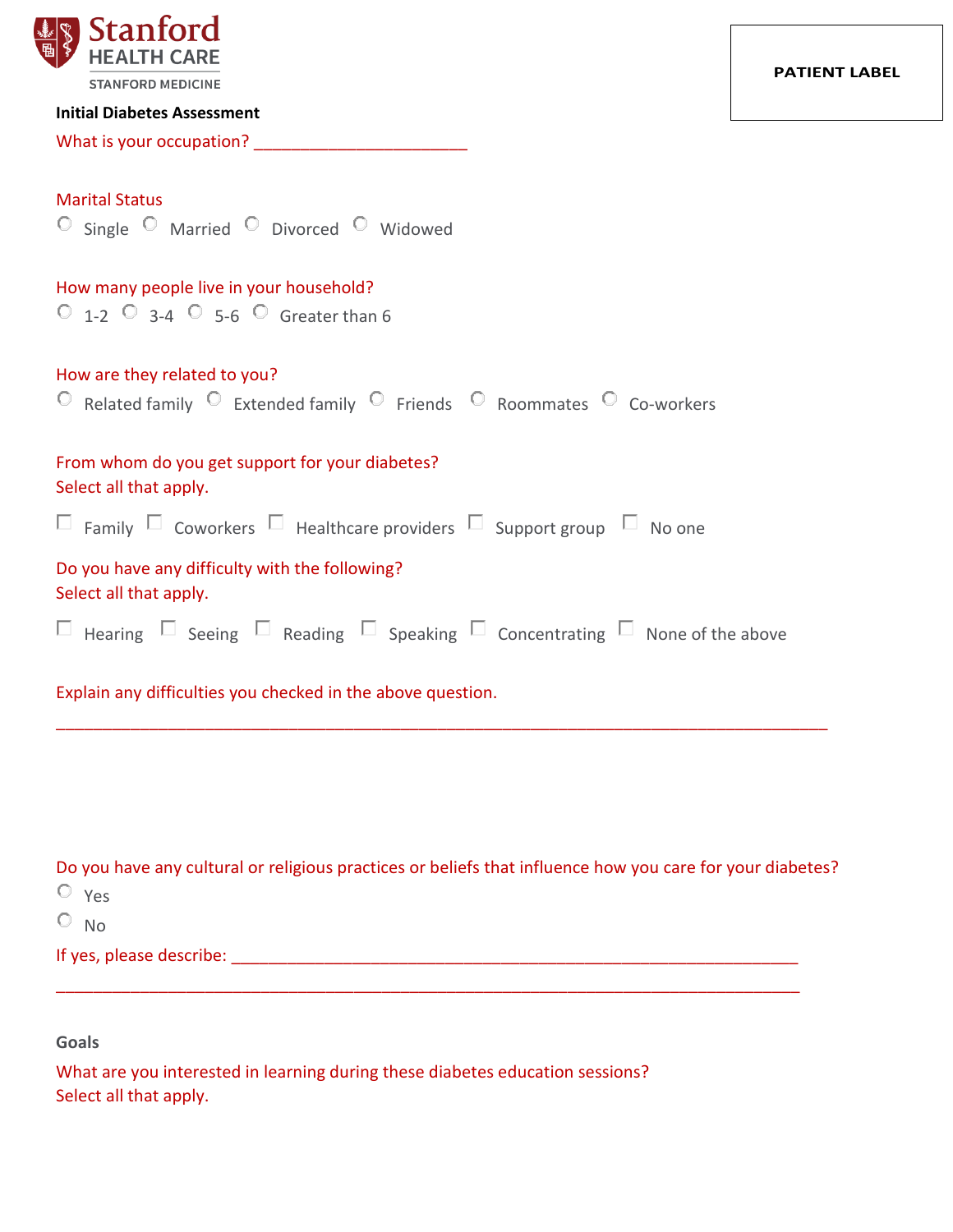Stanford HEALTH CARE
STANFORD MEDICINE

PATIENT LABEL

**Initial Diabetes Assessment**

What is your occupation? ______________________

Marital Status

○ Single ○ Married ○ Divorced ○ Widowed

How many people live in your household?

○ 1-2 ○ 3-4 ○ 5-6 ○ Greater than 6

How are they related to you?

○ Related family ○ Extended family ○ Friends ○ Roommates ○ Co-workers

From whom do you get support for your diabetes?
Select all that apply.

☐ Family ☐ Coworkers ☐ Healthcare providers ☐ Support group ☐ No one

Do you have any difficulty with the following?
Select all that apply.

☐ Hearing ☐ Seeing ☐ Reading ☐ Speaking ☐ Concentrating ☐ None of the above

Explain any difficulties you checked in the above question.

_______________________________________________________________________________

Do you have any cultural or religious practices or beliefs that influence how you care for your diabetes?

○ Yes

○ No

If yes, please describe: ______________________________________________________

_______________________________________________________________________________

**Goals**

What are you interested in learning during these diabetes education sessions?
Select all that apply.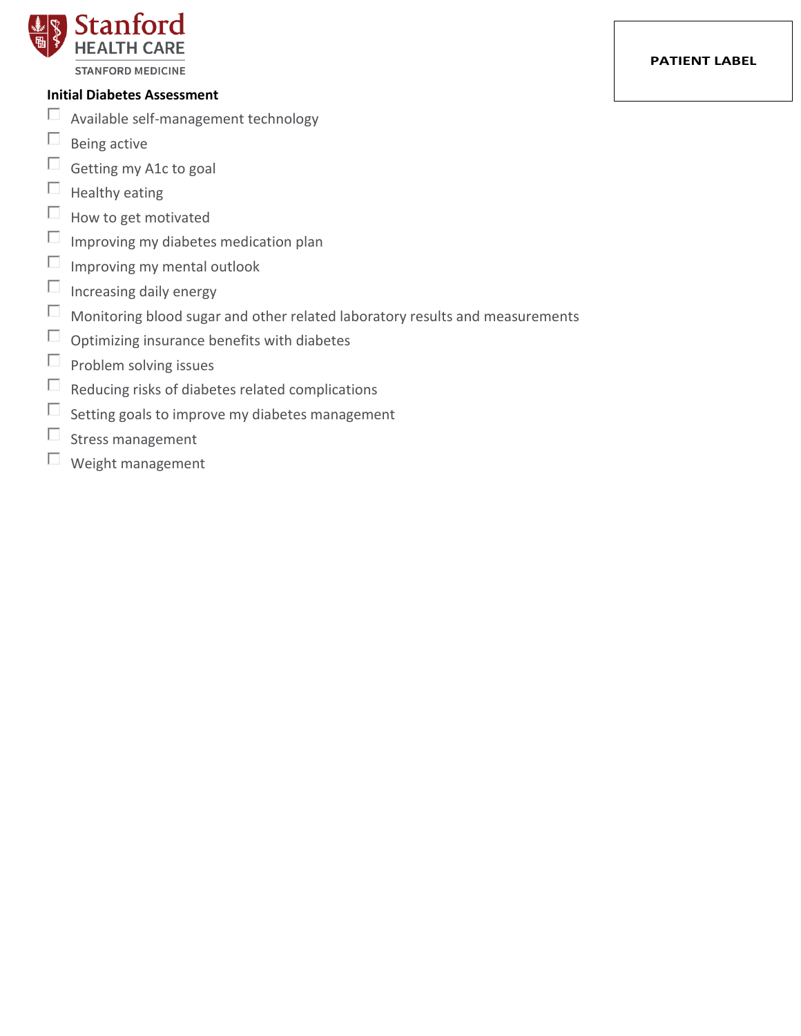Stanford HEALTH CARE
STANFORD MEDICINE

PATIENT LABEL

**Initial Diabetes Assessment**

- ☐ Available self-management technology
- ☐ Being active
- ☐ Getting my A1c to goal
- ☐ Healthy eating
- ☐ How to get motivated
- ☐ Improving my diabetes medication plan
- ☐ Improving my mental outlook
- ☐ Increasing daily energy
- ☐ Monitoring blood sugar and other related laboratory results and measurements
- ☐ Optimizing insurance benefits with diabetes
- ☐ Problem solving issues
- ☐ Reducing risks of diabetes related complications
- ☐ Setting goals to improve my diabetes management
- ☐ Stress management
- ☐ Weight management